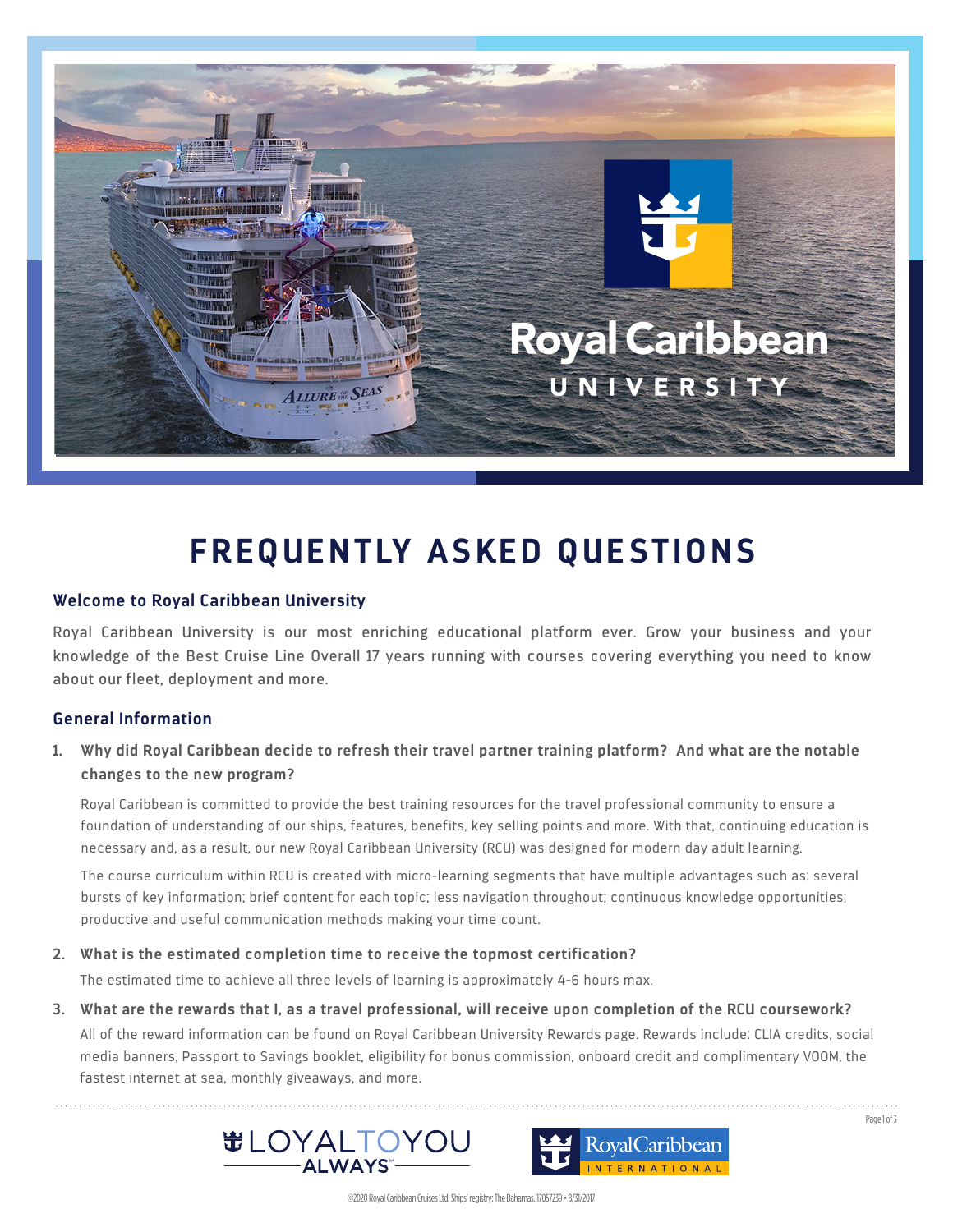# FREQUENTLY ASKED QUESTIONS

## Welcome to Royal Caribbean University

Royal Caribbean University is our most enriching educational platform ever. Grow your business and your knowledge of the Best Cruise Line Overall 17 years running with courses covering everything you need to know about our fleet, deployment and more.

## General Information

1. **Why did Royal Caribbean decide to refresh their travel partner training platform? And what are the notable changes to the new program?**

   Royal Caribbean is committed to provide the best training resources for the travel professional community to ensure a foundation of understanding of our ships, features, benefits, key selling points and more. With that, continuing education is necessary and, as a result, our new Royal Caribbean University (RCU) was designed for modern day adult learning.

   The course curriculum within RCU is created with micro-learning segments that have multiple advantages such as: several bursts of key information; brief content for each topic; less navigation throughout; continuous knowledge opportunities; productive and useful communication methods making your time count.

2. **What is the estimated completion time to receive the topmost certification?**

   The estimated time to achieve all three levels of learning is approximately 4-6 hours max.

3. **What are the rewards that I, as a travel professional, will receive upon completion of the RCU coursework?**

   All of the reward information can be found on Royal Caribbean University Rewards page. Rewards include: CLIA credits, social media banners, Passport to Savings booklet, eligibility for bonus commission, onboard credit and complimentary VOOM, the fastest internet at sea, monthly giveaways, and more.

LOYAL TO YOU ALWAYS

Royal Caribbean INTERNATIONAL

©2020 Royal Caribbean Cruises Ltd. Ships' registry: The Bahamas. 17057239 • 8/31/2017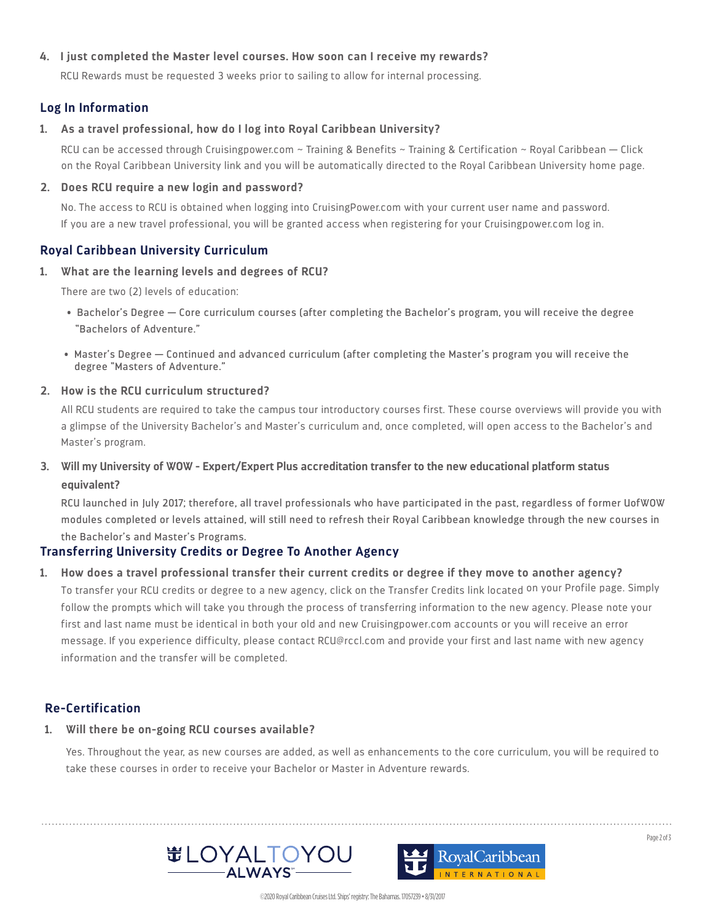4. **I just completed the Master level courses. How soon can I receive my rewards?**

   RCU Rewards must be requested 3 weeks prior to sailing to allow for internal processing.

## Log In Information

1. **As a travel professional, how do I log into Royal Caribbean University?**

   RCU can be accessed through Cruisingpower.com ~ Training & Benefits ~ Training & Certification ~ Royal Caribbean — Click on the Royal Caribbean University link and you will be automatically directed to the Royal Caribbean University home page.

2. **Does RCU require a new login and password?**

   No. The access to RCU is obtained when logging into CruisingPower.com with your current user name and password. If you are a new travel professional, you will be granted access when registering for your Cruisingpower.com log in.

## Royal Caribbean University Curriculum

1. **What are the learning levels and degrees of RCU?**

   There are two (2) levels of education:

   - Bachelor's Degree — Core curriculum courses (after completing the Bachelor's program, you will receive the degree "Bachelors of Adventure."
   - Master's Degree — Continued and advanced curriculum (after completing the Master's program you will receive the degree "Masters of Adventure."

2. **How is the RCU curriculum structured?**

   All RCU students are required to take the campus tour introductory courses first. These course overviews will provide you with a glimpse of the University Bachelor's and Master's curriculum and, once completed, will open access to the Bachelor's and Master's program.

3. **Will my University of WOW - Expert/Expert Plus accreditation transfer to the new educational platform status equivalent?**

   RCU launched in July 2017; therefore, all travel professionals who have participated in the past, regardless of former UofWOW modules completed or levels attained, will still need to refresh their Royal Caribbean knowledge through the new courses in the Bachelor's and Master's Programs.

## Transferring University Credits or Degree To Another Agency

1. **How does a travel professional transfer their current credits or degree if they move to another agency?**

   To transfer your RCU credits or degree to a new agency, click on the Transfer Credits link located on your Profile page. Simply follow the prompts which will take you through the process of transferring information to the new agency. Please note your first and last name must be identical in both your old and new Cruisingpower.com accounts or you will receive an error message. If you experience difficulty, please contact RCU@rccl.com and provide your first and last name with new agency information and the transfer will be completed.

## Re-Certification

1. **Will there be on-going RCU courses available?**

   Yes. Throughout the year, as new courses are added, as well as enhancements to the core curriculum, you will be required to take these courses in order to receive your Bachelor or Master in Adventure rewards.

LOYALTOYOU ALWAYS

Royal Caribbean INTERNATIONAL

©2020 Royal Caribbean Cruises Ltd. Ships' registry: The Bahamas. 17057239 • 8/31/2017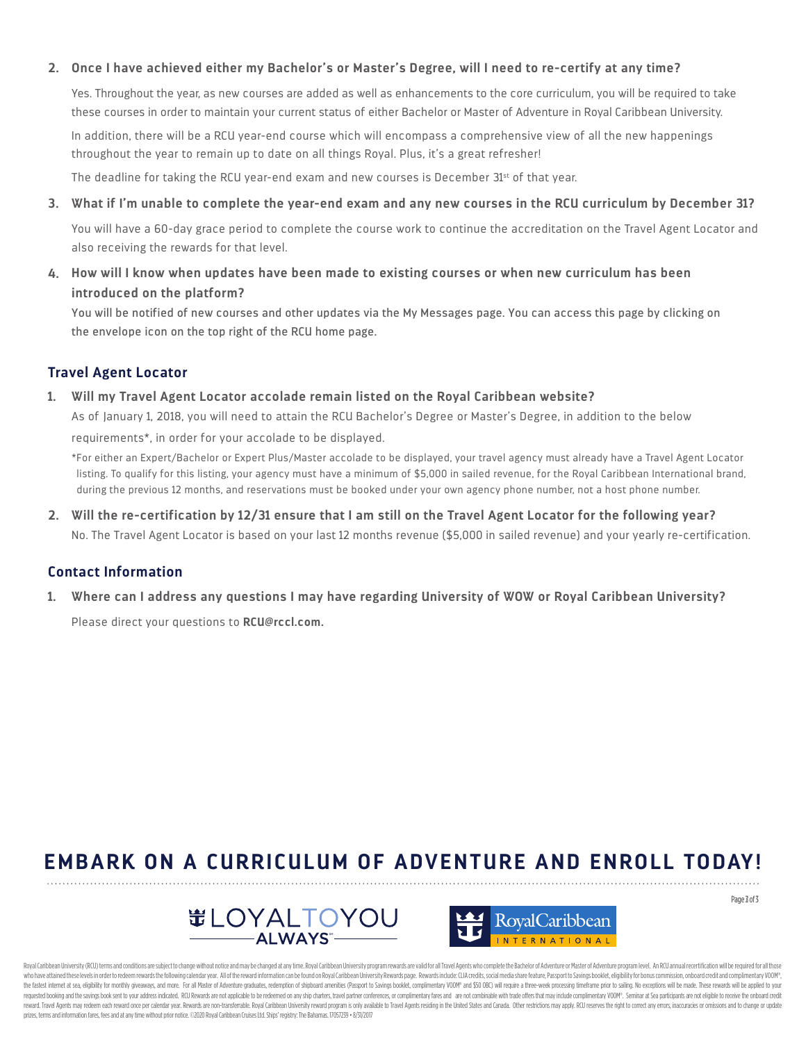2. **Once I have achieved either my Bachelor's or Master's Degree, will I need to re-certify at any time?**

   Yes. Throughout the year, as new courses are added as well as enhancements to the core curriculum, you will be required to take these courses in order to maintain your current status of either Bachelor or Master of Adventure in Royal Caribbean University.

   In addition, there will be a RCU year-end course which will encompass a comprehensive view of all the new happenings throughout the year to remain up to date on all things Royal. Plus, it's a great refresher!

   The deadline for taking the RCU year-end exam and new courses is December 31st of that year.

3. **What if I'm unable to complete the year-end exam and any new courses in the RCU curriculum by December 31?**

   You will have a 60-day grace period to complete the course work to continue the accreditation on the Travel Agent Locator and also receiving the rewards for that level.

4. **How will I know when updates have been made to existing courses or when new curriculum has been introduced on the platform?**

   You will be notified of new courses and other updates via the My Messages page. You can access this page by clicking on the envelope icon on the top right of the RCU home page.

## Travel Agent Locator

1. **Will my Travel Agent Locator accolade remain listed on the Royal Caribbean website?**

   As of January 1, 2018, you will need to attain the RCU Bachelor's Degree or Master's Degree, in addition to the below requirements*, in order for your accolade to be displayed.

   *For either an Expert/Bachelor or Expert Plus/Master accolade to be displayed, your travel agency must already have a Travel Agent Locator listing. To qualify for this listing, your agency must have a minimum of $5,000 in sailed revenue, for the Royal Caribbean International brand, during the previous 12 months, and reservations must be booked under your own agency phone number, not a host phone number.

2. **Will the re-certification by 12/31 ensure that I am still on the Travel Agent Locator for the following year?**

   No. The Travel Agent Locator is based on your last 12 months revenue ($5,000 in sailed revenue) and your yearly re-certification.

## Contact Information

1. **Where can I address any questions I may have regarding University of WOW or Royal Caribbean University?**

   Please direct your questions to **RCU@rccl.com.**

# EMBARK ON A CURRICULUM OF ADVENTURE AND ENROLL TODAY!

LOYALTOYOU ALWAYS

Royal Caribbean INTERNATIONAL

Royal Caribbean University (RCU) terms and conditions are subject to change without notice and may be changed at any time. Royal Caribbean University program rewards are valid for all Travel Agents who complete the Bachelor of Adventure or Master of Adventure program level. An RCU annual recertification will be required for all those who have attained these levels in order to redeem rewards the following calendar year. All of the reward information can be found on Royal Caribbean University Rewards page. Rewards include: CLIA credits, social media share feature, Passport to Savings booklet, eligibility for bonus commission, onboard credit and complimentary VOOM®, the fastest internet at sea, eligibility for monthly giveaways, and more. For all Master of Adventure graduates, redemption of shipboard amenities (Passport to Savings booklet, complimentary VOOM® and $50 OBC) will require a three-week processing timeframe prior to sailing. No exceptions will be made. These rewards will be applied to your requested booking and the savings book sent to your address indicated. RCU Rewards are not applicable to be redeemed on any ship charters, travel partner conferences, or complimentary fares and are not combinable with trade offers that may include complimentary VOOM®. Seminar at Sea participants are not eligible to receive the onboard credit reward. Travel Agents may redeem each reward once per calendar year. Rewards are non-transferrable. Royal Caribbean University reward program is only available to Travel Agents residing in the United States and Canada. Other restrictions may apply. RCU reserves the right to correct any errors, inaccuracies or omissions and to change or update prizes, terms and information fares, fees and at any time without prior notice. ©2020 Royal Caribbean Cruises Ltd. Ships' registry: The Bahamas. 17057239 • 8/31/2017